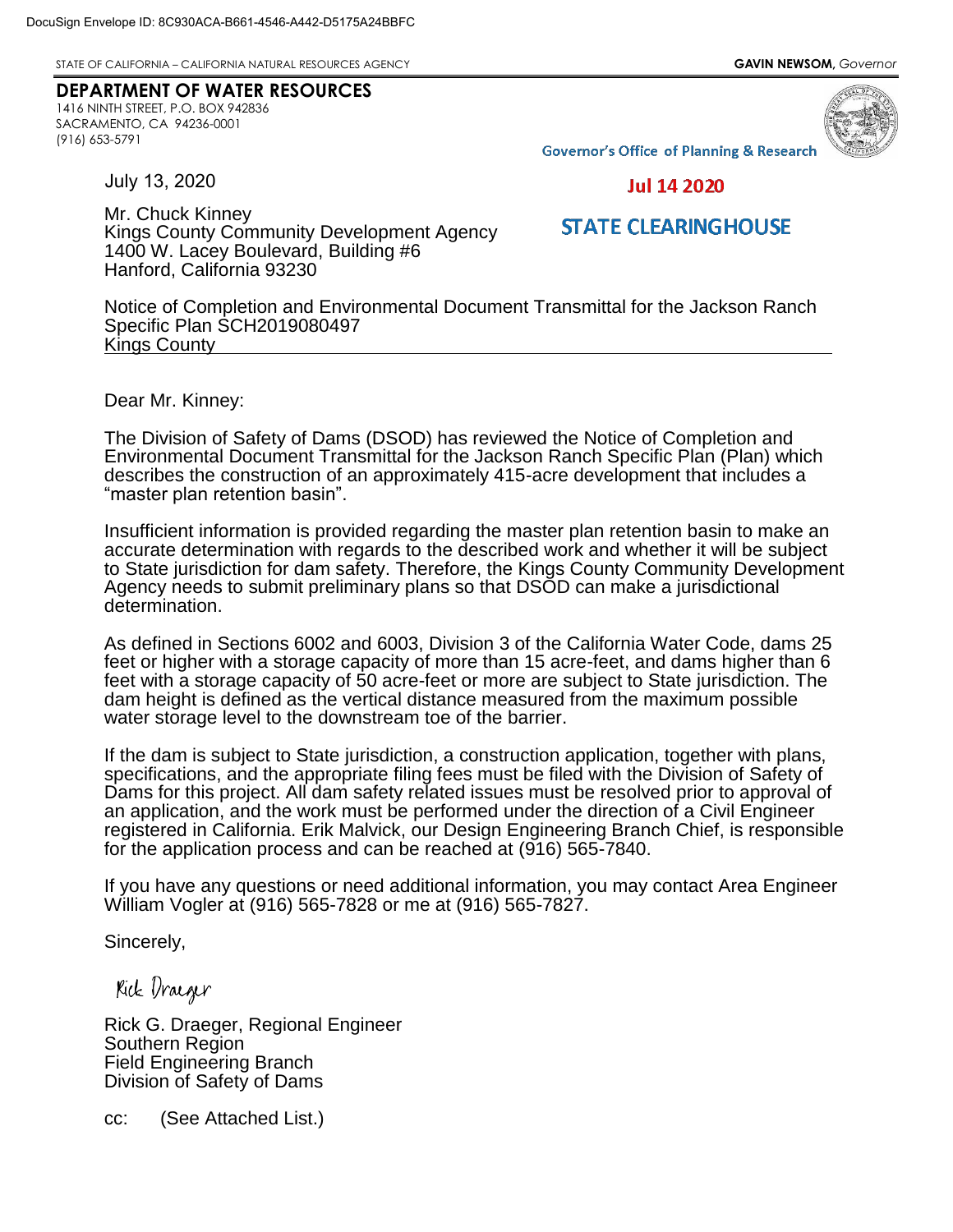DocuSign Envelope ID: 8C930ACA-B661-4546-A442-D5175A24BBFC

STATE OF CALIFORNIA – CALIFORNIA NATURAL RESOURCES AGENCY **GAVIN NEWSOM,** *Governor*

**DEPARTMENT OF WATER RESOURCES**
1416 NINTH STREET, P.O. BOX 942836
SACRAMENTO, CA 94236-0001
(916) 653-5791

Governor's Office of Planning & Research

Jul 14 2020

STATE CLEARINGHOUSE

July 13, 2020

Mr. Chuck Kinney
Kings County Community Development Agency
1400 W. Lacey Boulevard, Building #6
Hanford, California 93230

Notice of Completion and Environmental Document Transmittal for the Jackson Ranch Specific Plan SCH2019080497
Kings County

Dear Mr. Kinney:

The Division of Safety of Dams (DSOD) has reviewed the Notice of Completion and Environmental Document Transmittal for the Jackson Ranch Specific Plan (Plan) which describes the construction of an approximately 415-acre development that includes a "master plan retention basin".

Insufficient information is provided regarding the master plan retention basin to make an accurate determination with regards to the described work and whether it will be subject to State jurisdiction for dam safety. Therefore, the Kings County Community Development Agency needs to submit preliminary plans so that DSOD can make a jurisdictional determination.

As defined in Sections 6002 and 6003, Division 3 of the California Water Code, dams 25 feet or higher with a storage capacity of more than 15 acre-feet, and dams higher than 6 feet with a storage capacity of 50 acre-feet or more are subject to State jurisdiction. The dam height is defined as the vertical distance measured from the maximum possible water storage level to the downstream toe of the barrier.

If the dam is subject to State jurisdiction, a construction application, together with plans, specifications, and the appropriate filing fees must be filed with the Division of Safety of Dams for this project. All dam safety related issues must be resolved prior to approval of an application, and the work must be performed under the direction of a Civil Engineer registered in California. Erik Malvick, our Design Engineering Branch Chief, is responsible for the application process and can be reached at (916) 565-7840.

If you have any questions or need additional information, you may contact Area Engineer William Vogler at (916) 565-7828 or me at (916) 565-7827.

Sincerely,

Rick Draeger

Rick G. Draeger, Regional Engineer
Southern Region
Field Engineering Branch
Division of Safety of Dams

cc: (See Attached List.)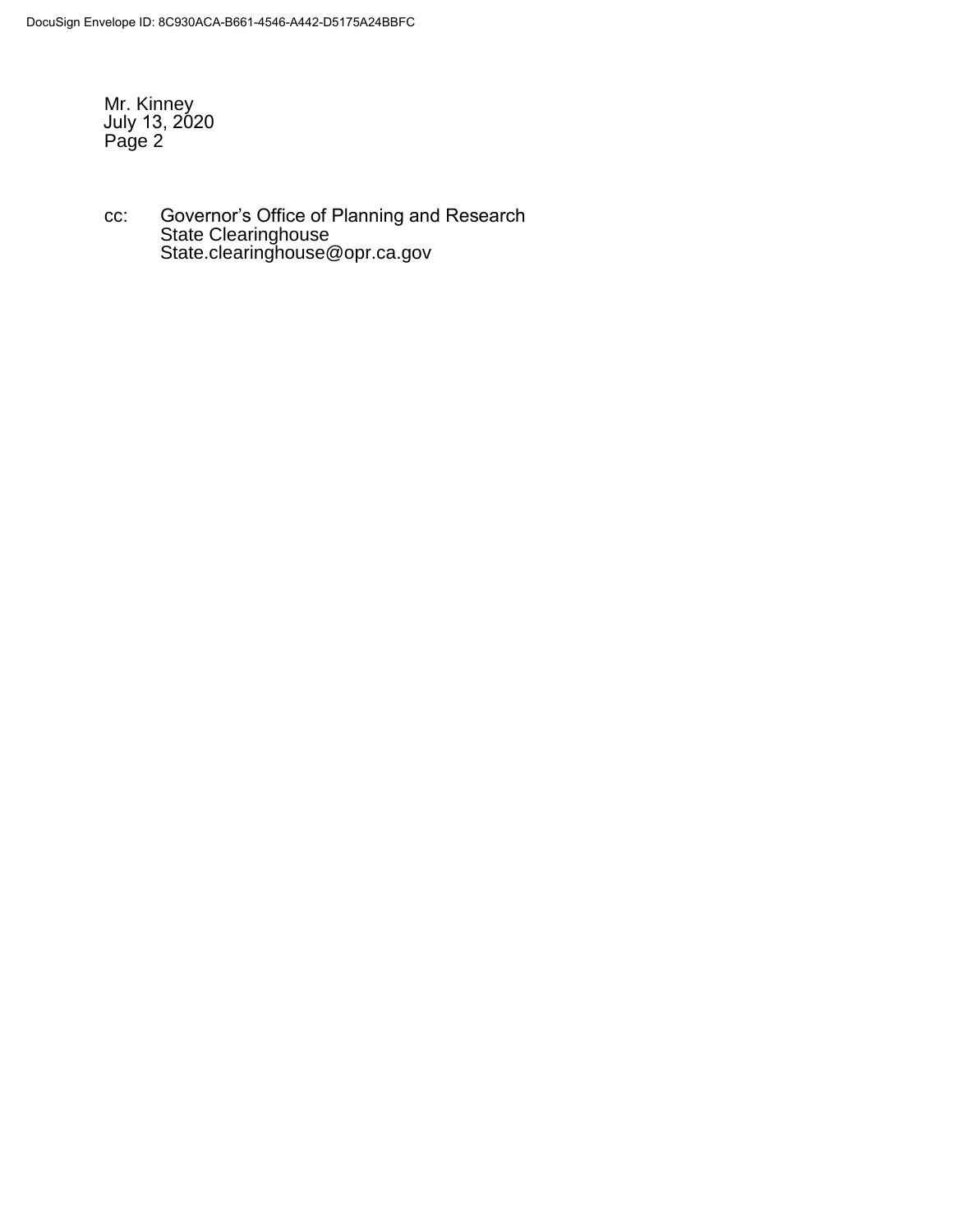cc: Governor's Office of Planning and Research
State Clearinghouse
State.clearinghouse@opr.ca.gov